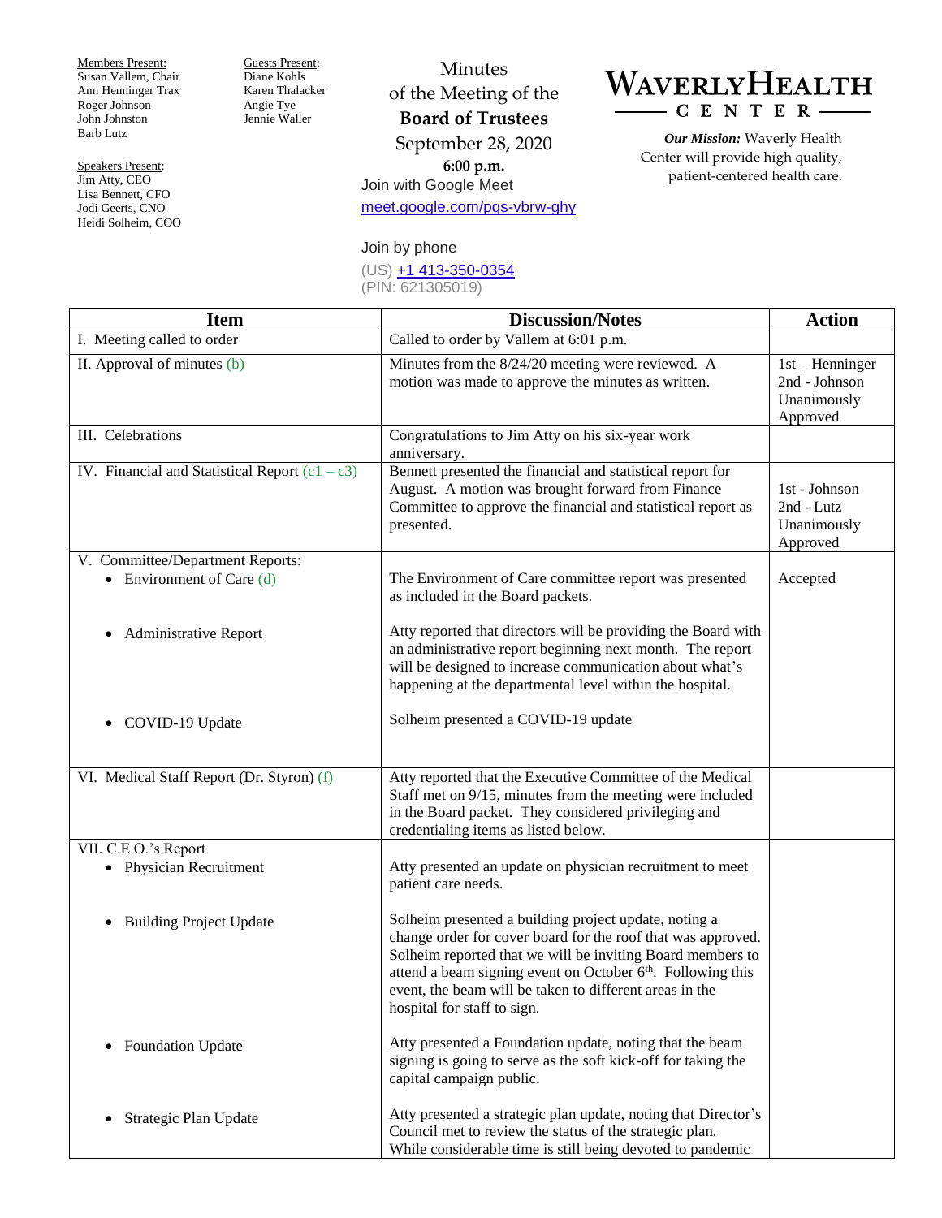Members Present:
Susan Vallem, Chair
Ann Henninger Trax
Roger Johnson
John Johnston
Barb Lutz

Guests Present:
Diane Kohls
Karen Thalacker
Angie Tye
Jennie Waller

Speakers Present:
Jim Atty, CEO
Lisa Bennett, CFO
Jodi Geerts, CNO
Heidi Solheim, COO

Minutes
of the Meeting of the
**Board of Trustees**
September 28, 2020
**6:00 p.m.**
Join with Google Meet
meet.google.com/pqs-vbrw-ghy

Join by phone
(US) +1 413-350-0354
(PIN: 621305019)

**WAVERLY HEALTH CENTER**

***Our Mission:*** Waverly Health Center will provide high quality, patient-centered health care.

| Item | Discussion/Notes | Action |
|---|---|---|
| I. Meeting called to order | Called to order by Vallem at 6:01 p.m. | |
| II. Approval of minutes (b) | Minutes from the 8/24/20 meeting were reviewed. A motion was made to approve the minutes as written. | 1st – Henninger<br>2nd - Johnson<br>Unanimously Approved |
| III. Celebrations | Congratulations to Jim Atty on his six-year work anniversary. | |
| IV. Financial and Statistical Report (c1 – c3) | Bennett presented the financial and statistical report for August. A motion was brought forward from Finance Committee to approve the financial and statistical report as presented. | 1st - Johnson<br>2nd - Lutz<br>Unanimously Approved |
| V. Committee/Department Reports:<br>• Environment of Care (d)<br><br>• Administrative Report<br><br>• COVID-19 Update | The Environment of Care committee report was presented as included in the Board packets.<br><br>Atty reported that directors will be providing the Board with an administrative report beginning next month. The report will be designed to increase communication about what's happening at the departmental level within the hospital.<br><br>Solheim presented a COVID-19 update | Accepted |
| VI. Medical Staff Report (Dr. Styron) (f) | Atty reported that the Executive Committee of the Medical Staff met on 9/15, minutes from the meeting were included in the Board packet. They considered privileging and credentialing items as listed below. | |
| VII. C.E.O.'s Report<br>• Physician Recruitment<br><br>• Building Project Update<br><br>• Foundation Update<br><br>• Strategic Plan Update | Atty presented an update on physician recruitment to meet patient care needs.<br><br>Solheim presented a building project update, noting a change order for cover board for the roof that was approved. Solheim reported that we will be inviting Board members to attend a beam signing event on October 6th. Following this event, the beam will be taken to different areas in the hospital for staff to sign.<br><br>Atty presented a Foundation update, noting that the beam signing is going to serve as the soft kick-off for taking the capital campaign public.<br><br>Atty presented a strategic plan update, noting that Director's Council met to review the status of the strategic plan. While considerable time is still being devoted to pandemic | |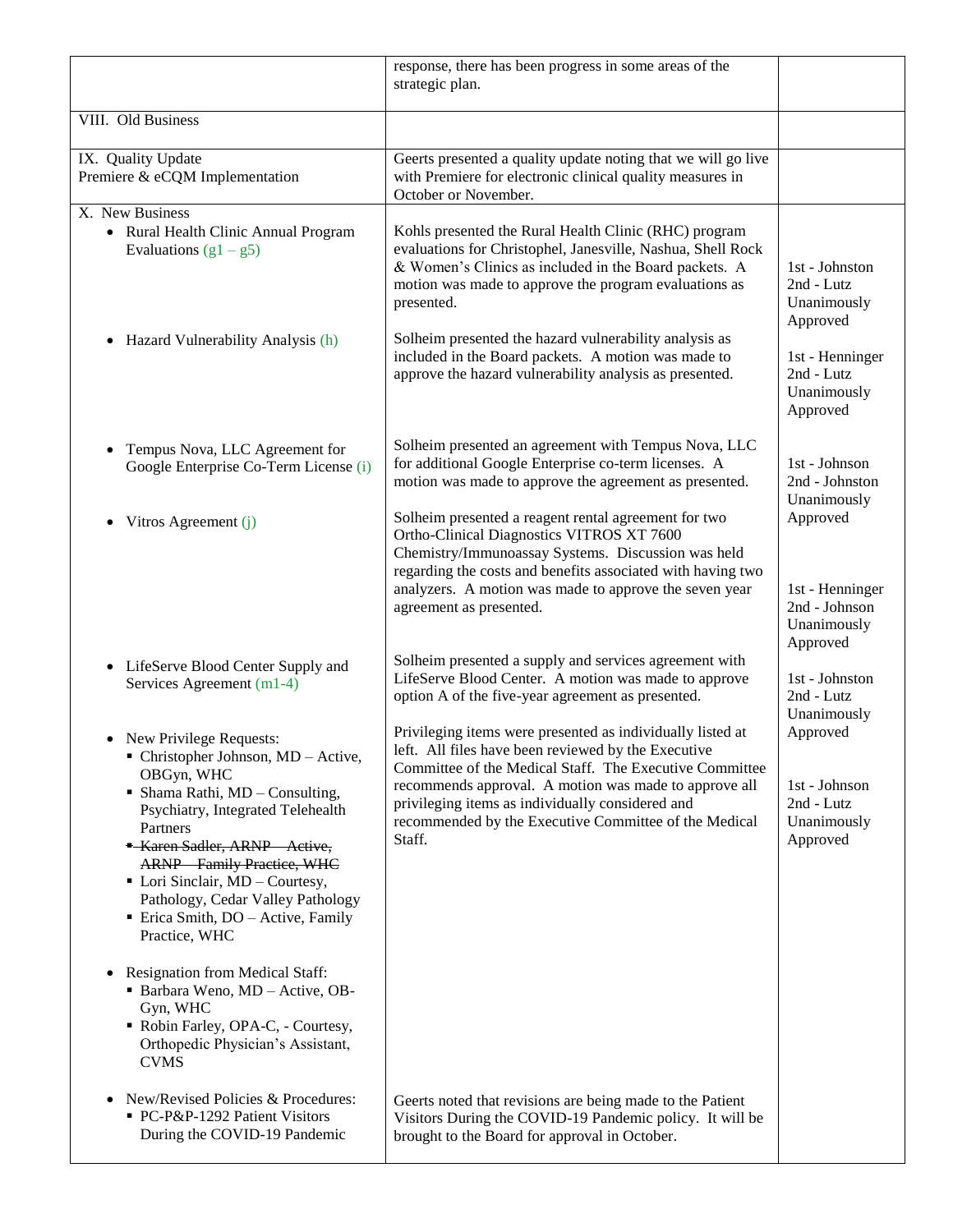| | | |
|---|---|---|
| | response, there has been progress in some areas of the strategic plan. | |
| VIII. Old Business | | |
| IX. Quality Update<br>Premiere & eCQM Implementation | Geerts presented a quality update noting that we will go live with Premiere for electronic clinical quality measures in October or November. | |
| X. New Business<br>• Rural Health Clinic Annual Program Evaluations (g1 – g5) | Kohls presented the Rural Health Clinic (RHC) program evaluations for Christophel, Janesville, Nashua, Shell Rock & Women's Clinics as included in the Board packets. A motion was made to approve the program evaluations as presented. | 1st - Johnston<br>2nd - Lutz<br>Unanimously Approved |
| • Hazard Vulnerability Analysis (h) | Solheim presented the hazard vulnerability analysis as included in the Board packets. A motion was made to approve the hazard vulnerability analysis as presented. | 1st - Henninger<br>2nd - Lutz<br>Unanimously Approved |
| • Tempus Nova, LLC Agreement for Google Enterprise Co-Term License (i) | Solheim presented an agreement with Tempus Nova, LLC for additional Google Enterprise co-term licenses. A motion was made to approve the agreement as presented. | 1st - Johnson<br>2nd - Johnston<br>Unanimously Approved |
| • Vitros Agreement (j) | Solheim presented a reagent rental agreement for two Ortho-Clinical Diagnostics VITROS XT 7600 Chemistry/Immunoassay Systems. Discussion was held regarding the costs and benefits associated with having two analyzers. A motion was made to approve the seven year agreement as presented. | 1st - Henninger<br>2nd - Johnson<br>Unanimously Approved |
| • LifeServe Blood Center Supply and Services Agreement (m1-4) | Solheim presented a supply and services agreement with LifeServe Blood Center. A motion was made to approve option A of the five-year agreement as presented. | 1st - Johnston<br>2nd - Lutz<br>Unanimously Approved |
| • New Privilege Requests:<br>▪ Christopher Johnson, MD – Active, OBGyn, WHC<br>▪ Shama Rathi, MD – Consulting, Psychiatry, Integrated Telehealth Partners<br>▪ ~~Karen Sadler, ARNP – Active, ARNP – Family Practice, WHC~~<br>▪ Lori Sinclair, MD – Courtesy, Pathology, Cedar Valley Pathology<br>▪ Erica Smith, DO – Active, Family Practice, WHC<br><br>• Resignation from Medical Staff:<br>▪ Barbara Weno, MD – Active, OB-Gyn, WHC<br>▪ Robin Farley, OPA-C, - Courtesy, Orthopedic Physician's Assistant, CVMS | Privileging items were presented as individually listed at left. All files have been reviewed by the Executive Committee of the Medical Staff. The Executive Committee recommends approval. A motion was made to approve all privileging items as individually considered and recommended by the Executive Committee of the Medical Staff. | 1st - Johnson<br>2nd - Lutz<br>Unanimously Approved |
| • New/Revised Policies & Procedures:<br>▪ PC-P&P-1292 Patient Visitors During the COVID-19 Pandemic | Geerts noted that revisions are being made to the Patient Visitors During the COVID-19 Pandemic policy. It will be brought to the Board for approval in October. | |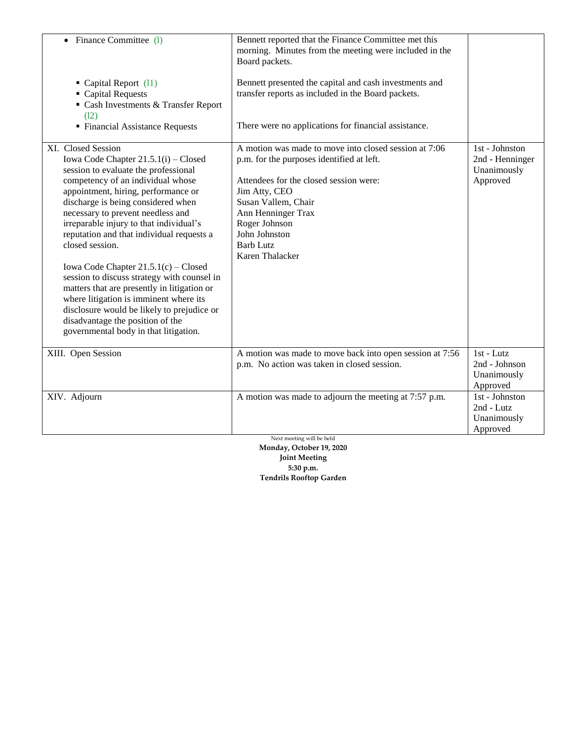| | | |
|---|---|---|
| • Finance Committee (l)<br><br>▪ Capital Report (l1)<br>▪ Capital Requests<br>▪ Cash Investments & Transfer Report (l2)<br>▪ Financial Assistance Requests | Bennett reported that the Finance Committee met this morning. Minutes from the meeting were included in the Board packets.<br><br>Bennett presented the capital and cash investments and transfer reports as included in the Board packets.<br><br>There were no applications for financial assistance. | |
| XI. Closed Session<br>Iowa Code Chapter 21.5.1(i) – Closed session to evaluate the professional competency of an individual whose appointment, hiring, performance or discharge is being considered when necessary to prevent needless and irreparable injury to that individual's reputation and that individual requests a closed session.<br><br>Iowa Code Chapter 21.5.1(c) – Closed session to discuss strategy with counsel in matters that are presently in litigation or where litigation is imminent where its disclosure would be likely to prejudice or disadvantage the position of the governmental body in that litigation. | A motion was made to move into closed session at 7:06 p.m. for the purposes identified at left.<br><br>Attendees for the closed session were:<br>Jim Atty, CEO<br>Susan Vallem, Chair<br>Ann Henninger Trax<br>Roger Johnson<br>John Johnston<br>Barb Lutz<br>Karen Thalacker | 1st - Johnston<br>2nd - Henninger<br>Unanimously Approved |
| XIII. Open Session | A motion was made to move back into open session at 7:56 p.m. No action was taken in closed session. | 1st - Lutz<br>2nd - Johnson<br>Unanimously Approved |
| XIV. Adjourn | A motion was made to adjourn the meeting at 7:57 p.m. | 1st - Johnston<br>2nd - Lutz<br>Unanimously Approved |

Next meeting will be held
**Monday, October 19, 2020**
**Joint Meeting**
**5:30 p.m.**
**Tendrils Rooftop Garden**